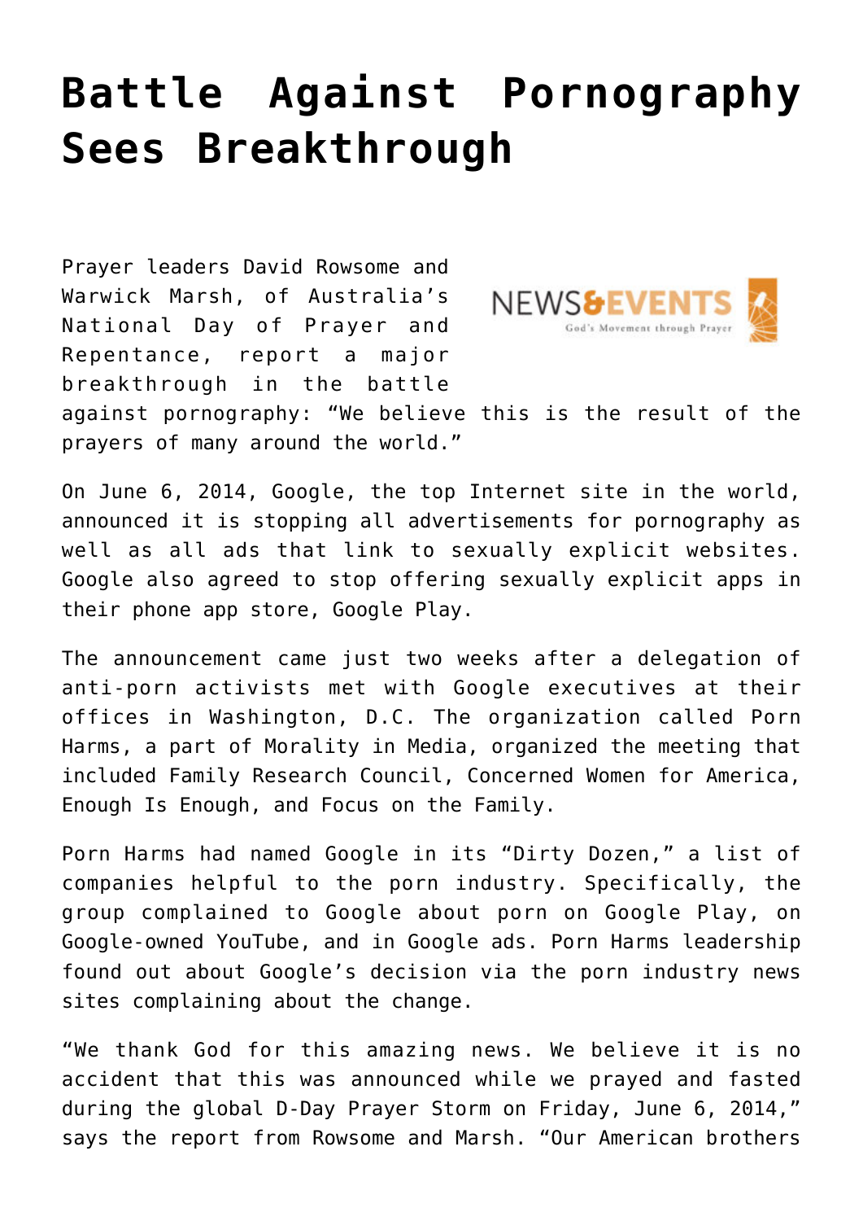# Battle Against Pornography Sees Breakthrough

Prayer leaders David Rowsome and Warwick Marsh, of Australia's National Day of Prayer and Repentance, report a major breakthrough in the battle against pornography: "We believe this is the result of the prayers of many around the world."

On June 6, 2014, Google, the top Internet site in the world, announced it is stopping all advertisements for pornography as well as all ads that link to sexually explicit websites. Google also agreed to stop offering sexually explicit apps in their phone app store, Google Play.

The announcement came just two weeks after a delegation of anti-porn activists met with Google executives at their offices in Washington, D.C. The organization called Porn Harms, a part of Morality in Media, organized the meeting that included Family Research Council, Concerned Women for America, Enough Is Enough, and Focus on the Family.

Porn Harms had named Google in its "Dirty Dozen," a list of companies helpful to the porn industry. Specifically, the group complained to Google about porn on Google Play, on Google-owned YouTube, and in Google ads. Porn Harms leadership found out about Google's decision via the porn industry news sites complaining about the change.

"We thank God for this amazing news. We believe it is no accident that this was announced while we prayed and fasted during the global D-Day Prayer Storm on Friday, June 6, 2014," says the report from Rowsome and Marsh. "Our American brothers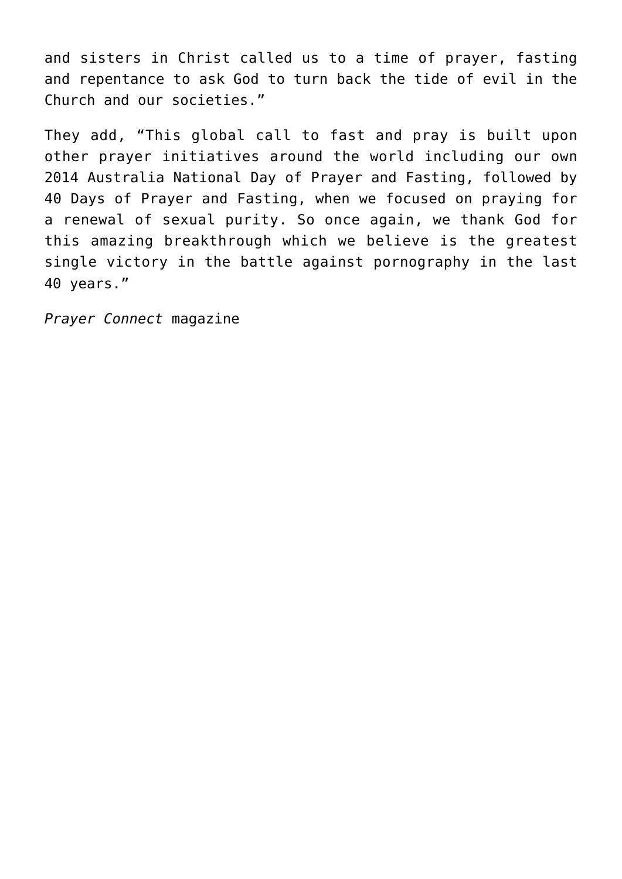and sisters in Christ called us to a time of prayer, fasting and repentance to ask God to turn back the tide of evil in the Church and our societies."

They add, "This global call to fast and pray is built upon other prayer initiatives around the world including our own 2014 Australia National Day of Prayer and Fasting, followed by 40 Days of Prayer and Fasting, when we focused on praying for a renewal of sexual purity. So once again, we thank God for this amazing breakthrough which we believe is the greatest single victory in the battle against pornography in the last 40 years."

*Prayer Connect* magazine